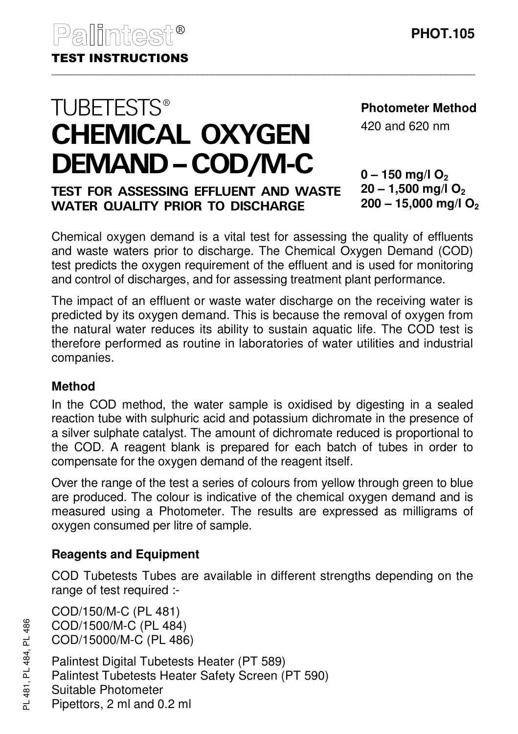Palintest®

**TEST INSTRUCTIONS**

**PHOT.105**

# TUBETESTS®
# CHEMICAL OXYGEN DEMAND – COD/M-C

## TEST FOR ASSESSING EFFLUENT AND WASTE WATER QUALITY PRIOR TO DISCHARGE

**Photometer Method**

420 and 620 nm

**0 – 150 mg/l $O_2$**
**20 – 1,500 mg/l $O_2$**
**200 – 15,000 mg/l $O_2$**

Chemical oxygen demand is a vital test for assessing the quality of effluents and waste waters prior to discharge. The Chemical Oxygen Demand (COD) test predicts the oxygen requirement of the effluent and is used for monitoring and control of discharges, and for assessing treatment plant performance.

The impact of an effluent or waste water discharge on the receiving water is predicted by its oxygen demand. This is because the removal of oxygen from the natural water reduces its ability to sustain aquatic life. The COD test is therefore performed as routine in laboratories of water utilities and industrial companies.

### Method

In the COD method, the water sample is oxidised by digesting in a sealed reaction tube with sulphuric acid and potassium dichromate in the presence of a silver sulphate catalyst. The amount of dichromate reduced is proportional to the COD. A reagent blank is prepared for each batch of tubes in order to compensate for the oxygen demand of the reagent itself.

Over the range of the test a series of colours from yellow through green to blue are produced. The colour is indicative of the chemical oxygen demand and is measured using a Photometer. The results are expressed as milligrams of oxygen consumed per litre of sample.

### Reagents and Equipment

COD Tubetests Tubes are available in different strengths depending on the range of test required :-

COD/150/M-C (PL 481)
COD/1500/M-C (PL 484)
COD/15000/M-C (PL 486)

Palintest Digital Tubetests Heater (PT 589)
Palintest Tubetests Heater Safety Screen (PT 590)
Suitable Photometer
Pipettors, 2 ml and 0.2 ml

PL 481, PL 484, PL 486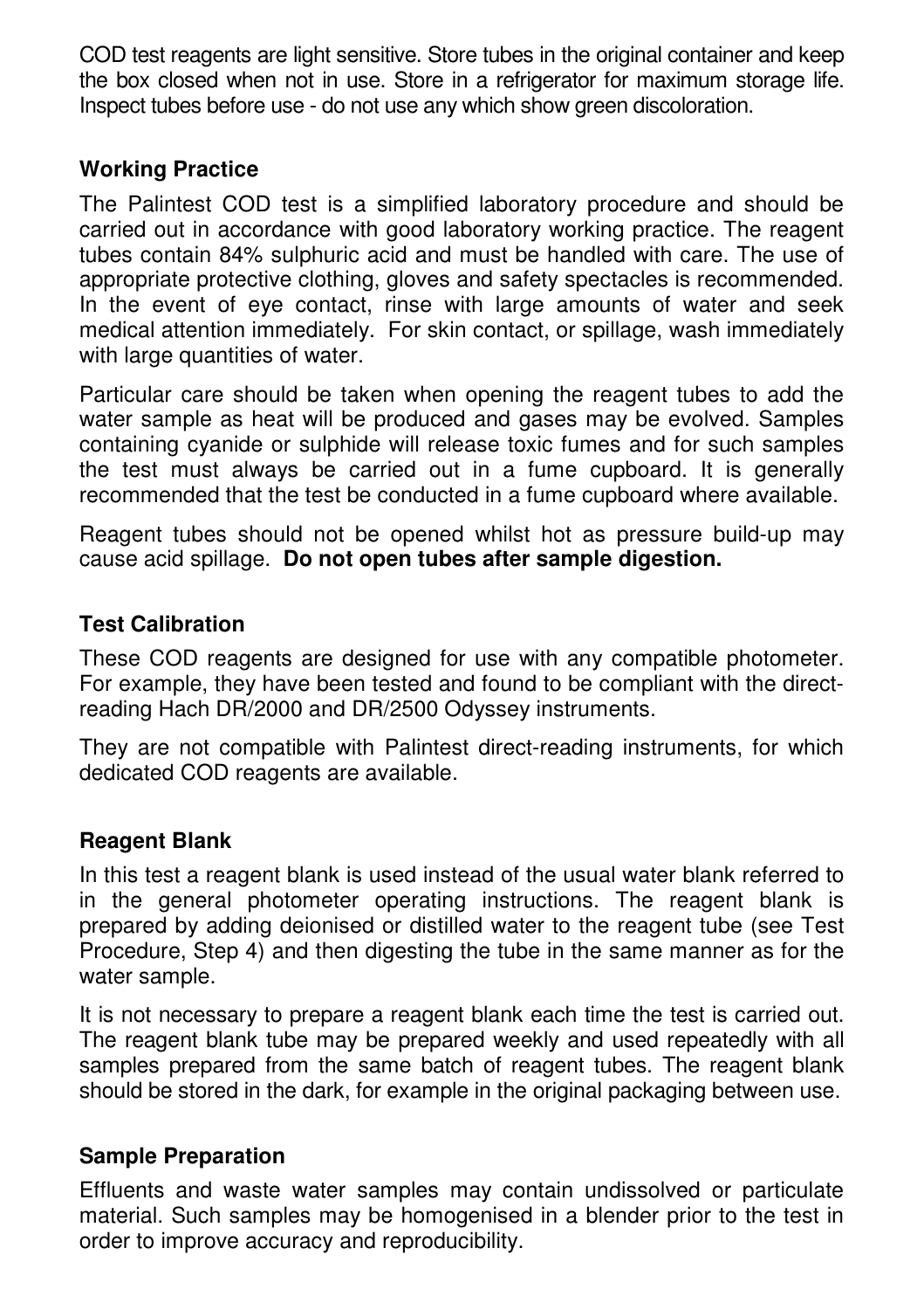COD test reagents are light sensitive. Store tubes in the original container and keep the box closed when not in use. Store in a refrigerator for maximum storage life. Inspect tubes before use - do not use any which show green discoloration.

**Working Practice**

The Palintest COD test is a simplified laboratory procedure and should be carried out in accordance with good laboratory working practice. The reagent tubes contain 84% sulphuric acid and must be handled with care. The use of appropriate protective clothing, gloves and safety spectacles is recommended. In the event of eye contact, rinse with large amounts of water and seek medical attention immediately. For skin contact, or spillage, wash immediately with large quantities of water.

Particular care should be taken when opening the reagent tubes to add the water sample as heat will be produced and gases may be evolved. Samples containing cyanide or sulphide will release toxic fumes and for such samples the test must always be carried out in a fume cupboard. It is generally recommended that the test be conducted in a fume cupboard where available.

Reagent tubes should not be opened whilst hot as pressure build-up may cause acid spillage. **Do not open tubes after sample digestion.**

**Test Calibration**

These COD reagents are designed for use with any compatible photometer. For example, they have been tested and found to be compliant with the direct-reading Hach DR/2000 and DR/2500 Odyssey instruments.

They are not compatible with Palintest direct-reading instruments, for which dedicated COD reagents are available.

**Reagent Blank**

In this test a reagent blank is used instead of the usual water blank referred to in the general photometer operating instructions. The reagent blank is prepared by adding deionised or distilled water to the reagent tube (see Test Procedure, Step 4) and then digesting the tube in the same manner as for the water sample.

It is not necessary to prepare a reagent blank each time the test is carried out. The reagent blank tube may be prepared weekly and used repeatedly with all samples prepared from the same batch of reagent tubes. The reagent blank should be stored in the dark, for example in the original packaging between use.

**Sample Preparation**

Effluents and waste water samples may contain undissolved or particulate material. Such samples may be homogenised in a blender prior to the test in order to improve accuracy and reproducibility.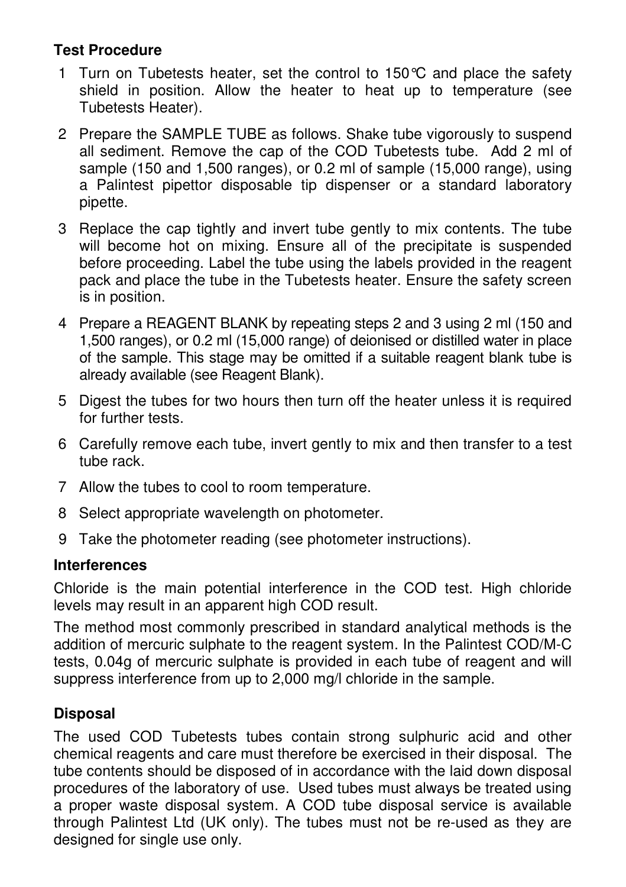**Test Procedure**

1. Turn on Tubetests heater, set the control to 150°C and place the safety shield in position. Allow the heater to heat up to temperature (see Tubetests Heater).
2. Prepare the SAMPLE TUBE as follows. Shake tube vigorously to suspend all sediment. Remove the cap of the COD Tubetests tube. Add 2 ml of sample (150 and 1,500 ranges), or 0.2 ml of sample (15,000 range), using a Palintest pipettor disposable tip dispenser or a standard laboratory pipette.
3. Replace the cap tightly and invert tube gently to mix contents. The tube will become hot on mixing. Ensure all of the precipitate is suspended before proceeding. Label the tube using the labels provided in the reagent pack and place the tube in the Tubetests heater. Ensure the safety screen is in position.
4. Prepare a REAGENT BLANK by repeating steps 2 and 3 using 2 ml (150 and 1,500 ranges), or 0.2 ml (15,000 range) of deionised or distilled water in place of the sample. This stage may be omitted if a suitable reagent blank tube is already available (see Reagent Blank).
5. Digest the tubes for two hours then turn off the heater unless it is required for further tests.
6. Carefully remove each tube, invert gently to mix and then transfer to a test tube rack.
7. Allow the tubes to cool to room temperature.
8. Select appropriate wavelength on photometer.
9. Take the photometer reading (see photometer instructions).

**Interferences**

Chloride is the main potential interference in the COD test. High chloride levels may result in an apparent high COD result.

The method most commonly prescribed in standard analytical methods is the addition of mercuric sulphate to the reagent system. In the Palintest COD/M-C tests, 0.04g of mercuric sulphate is provided in each tube of reagent and will suppress interference from up to 2,000 mg/l chloride in the sample.

**Disposal**

The used COD Tubetests tubes contain strong sulphuric acid and other chemical reagents and care must therefore be exercised in their disposal. The tube contents should be disposed of in accordance with the laid down disposal procedures of the laboratory of use. Used tubes must always be treated using a proper waste disposal system. A COD tube disposal service is available through Palintest Ltd (UK only). The tubes must not be re-used as they are designed for single use only.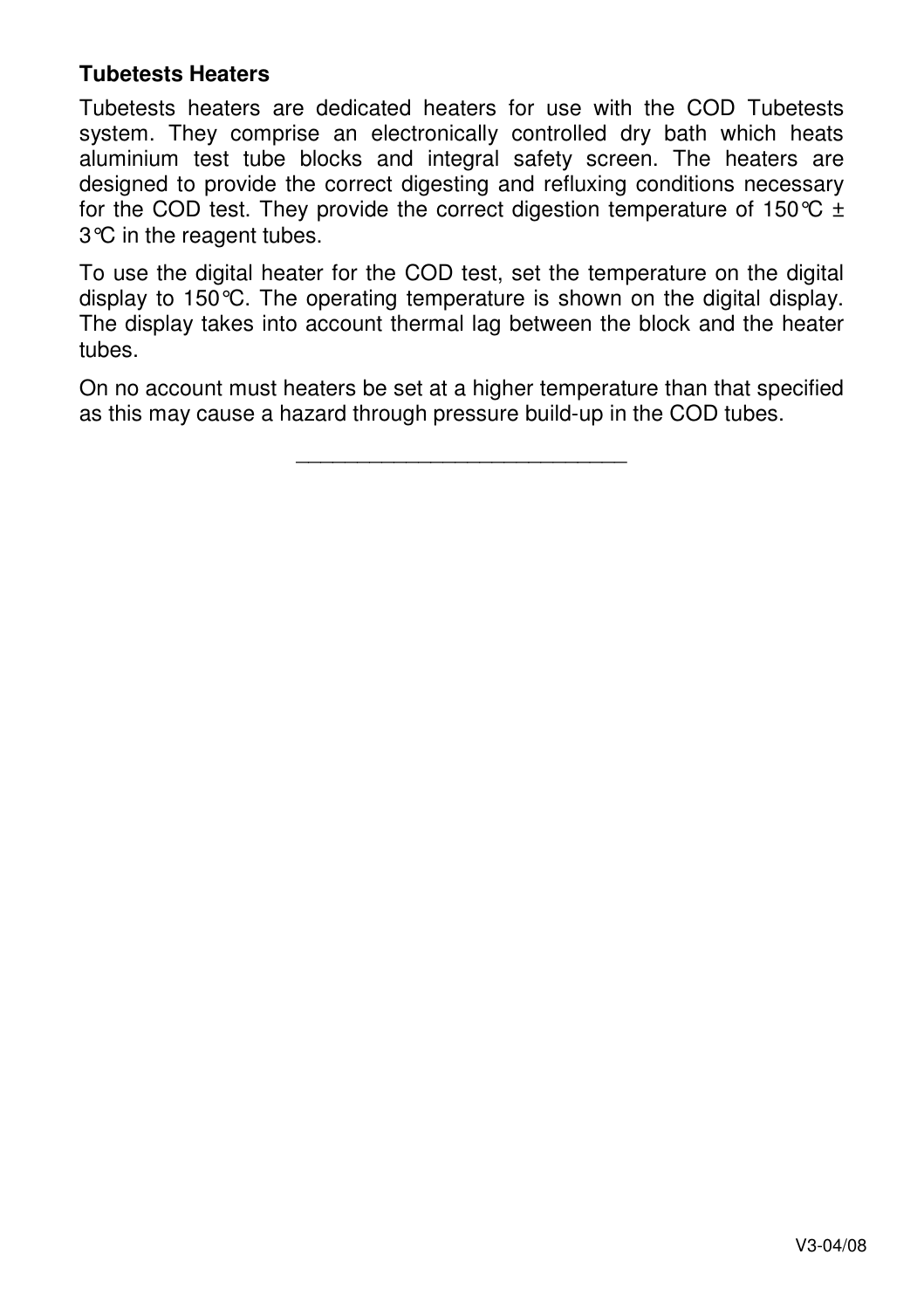**Tubetests Heaters**

Tubetests heaters are dedicated heaters for use with the COD Tubetests system. They comprise an electronically controlled dry bath which heats aluminium test tube blocks and integral safety screen. The heaters are designed to provide the correct digesting and refluxing conditions necessary for the COD test. They provide the correct digestion temperature of 150°C ± 3°C in the reagent tubes.

To use the digital heater for the COD test, set the temperature on the digital display to 150°C. The operating temperature is shown on the digital display. The display takes into account thermal lag between the block and the heater tubes.

On no account must heaters be set at a higher temperature than that specified as this may cause a hazard through pressure build-up in the COD tubes.

---

V3-04/08